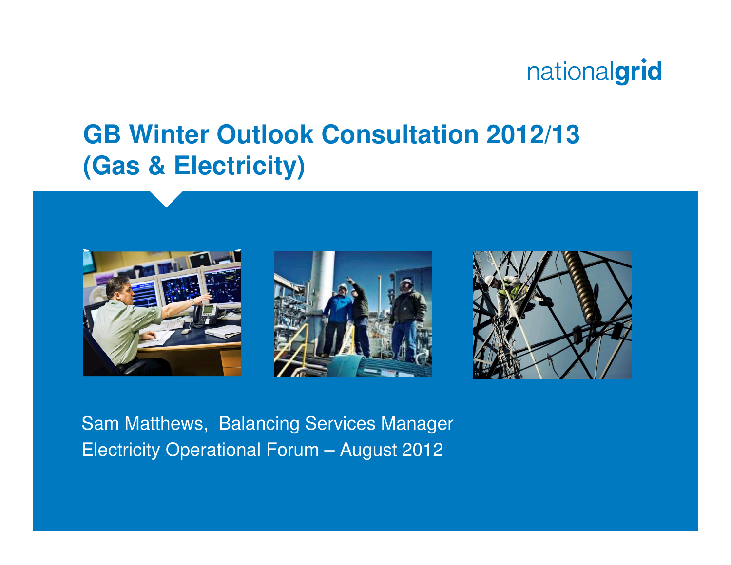nationalgrid

# GB Winter Outlook Consultation 2012/13 (Gas & Electricity)

Sam Matthews, Balancing Services Manager

Electricity Operational Forum – August 2012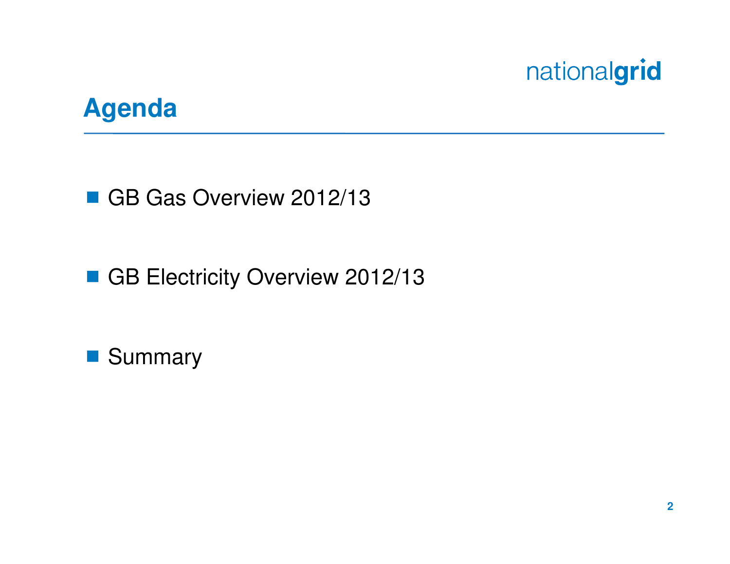# Agenda

- GB Gas Overview 2012/13
- GB Electricity Overview 2012/13
- Summary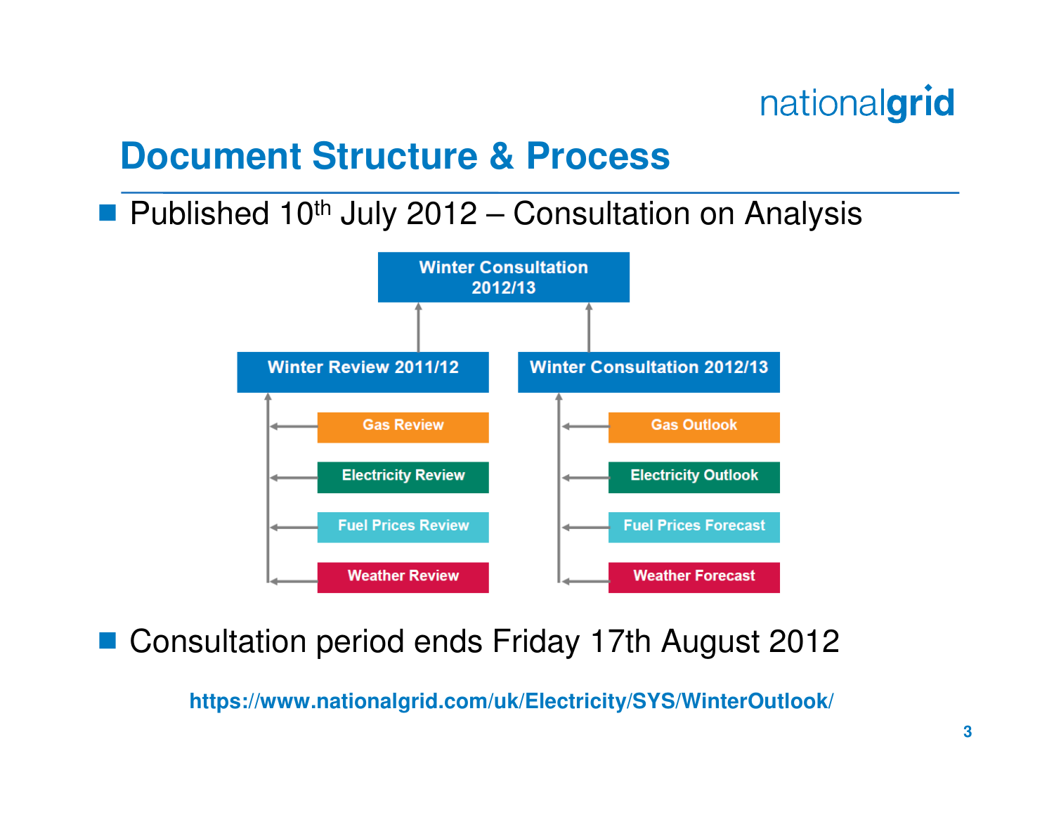# Document Structure & Process

- Published 10th July 2012 – Consultation on Analysis

Winter Consultation 2012/13

- Winter Review 2011/12
  - Gas Review
  - Electricity Review
  - Fuel Prices Review
  - Weather Review
- Winter Consultation 2012/13
  - Gas Outlook
  - Electricity Outlook
  - Fuel Prices Forecast
  - Weather Forecast

- Consultation period ends Friday 17th August 2012

**https://www.nationalgrid.com/uk/Electricity/SYS/WinterOutlook/**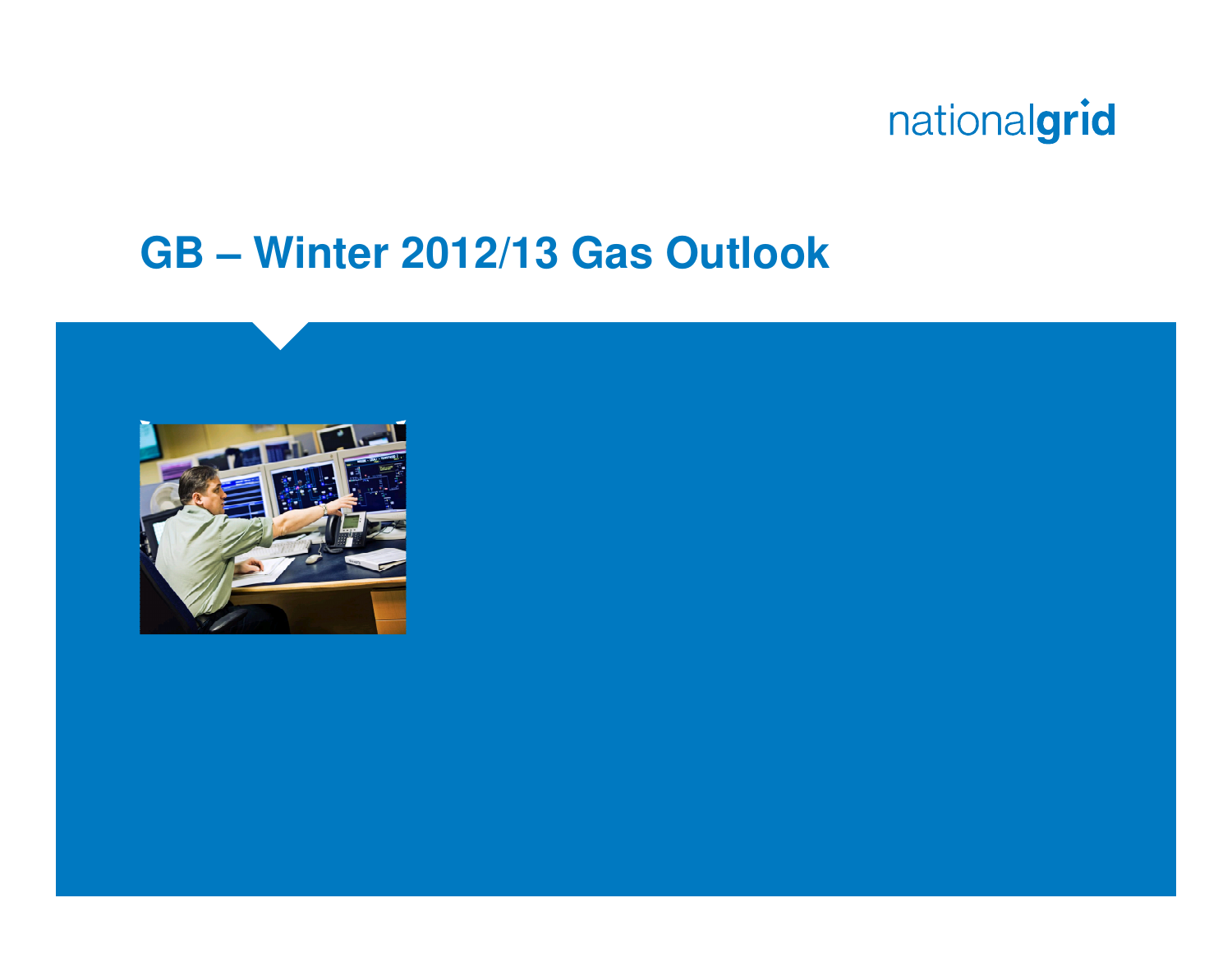# GB – Winter 2012/13 Gas Outlook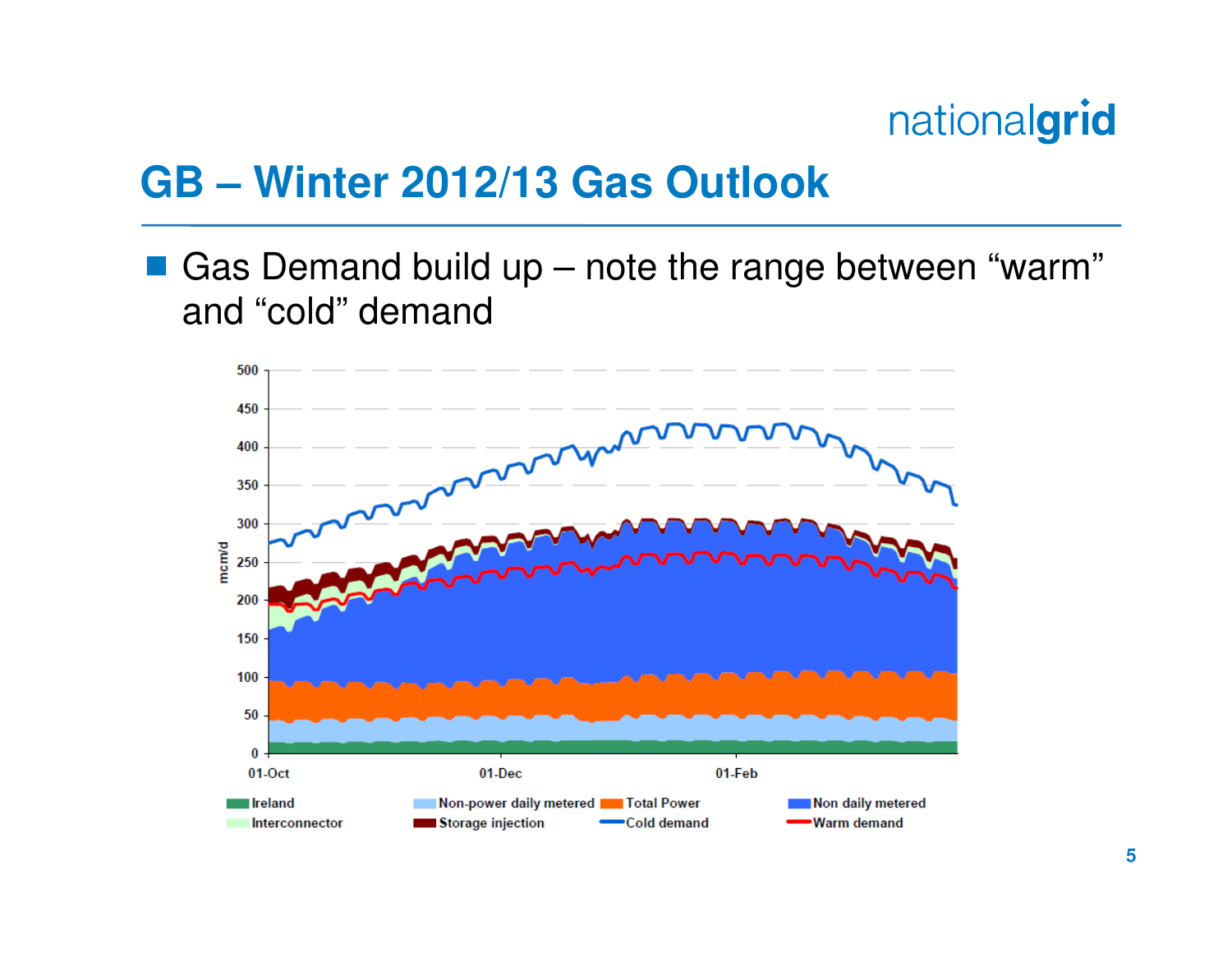# GB – Winter 2012/13 Gas Outlook

- Gas Demand build up – note the range between "warm" and "cold" demand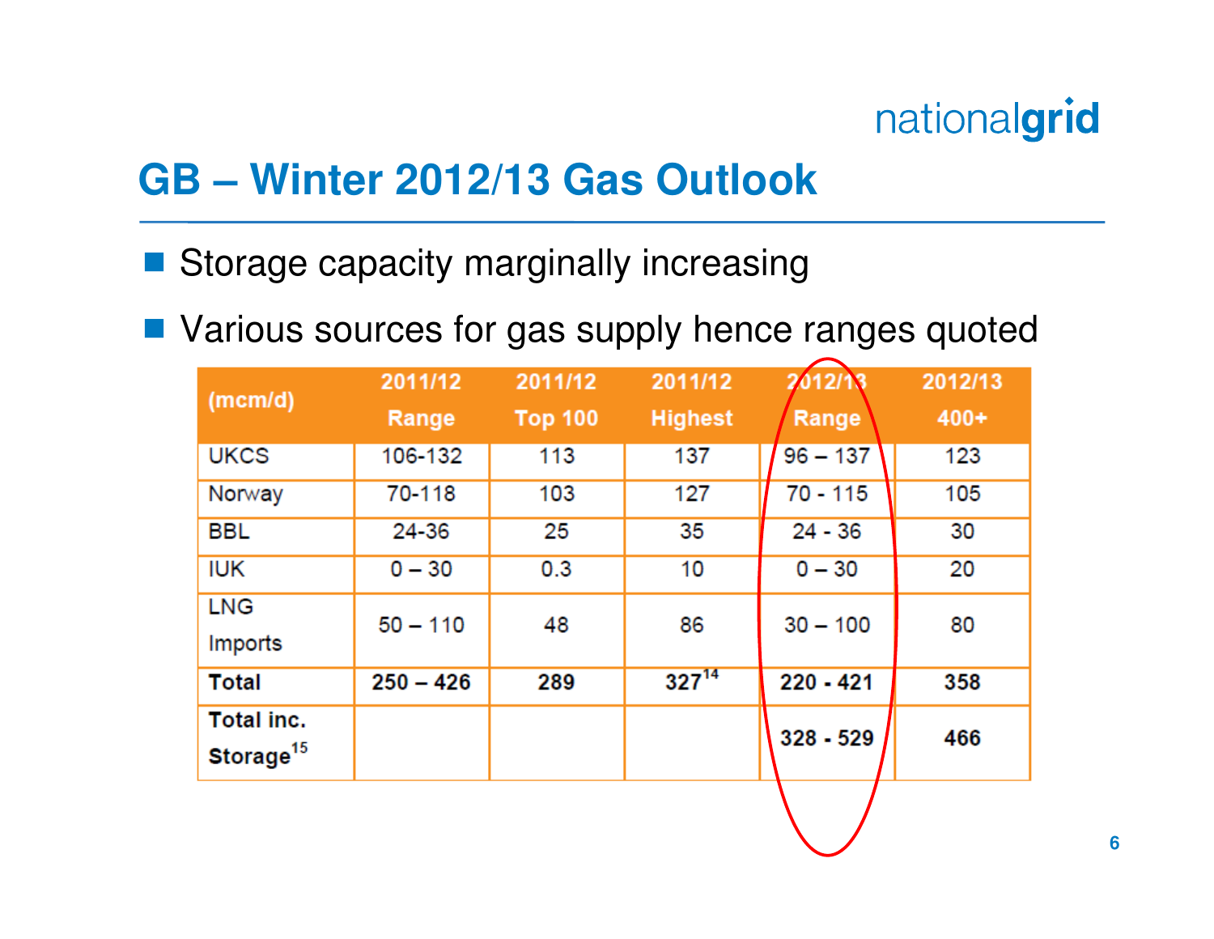# GB – Winter 2012/13 Gas Outlook

- Storage capacity marginally increasing
- Various sources for gas supply hence ranges quoted

| (mcm/d) | 2011/12 Range | 2011/12 Top 100 | 2011/12 Highest | 2012/13 Range | 2012/13 400+ |
|---|---|---|---|---|---|
| UKCS | 106-132 | 113 | 137 | 96 – 137 | 123 |
| Norway | 70-118 | 103 | 127 | 70 - 115 | 105 |
| BBL | 24-36 | 25 | 35 | 24 - 36 | 30 |
| IUK | 0 – 30 | 0.3 | 10 | 0 – 30 | 20 |
| LNG Imports | 50 – 110 | 48 | 86 | 30 – 100 | 80 |
| **Total** | **250 – 426** | **289** | **327**[14] | **220 - 421** | **358** |
| **Total inc. Storage**[15] | | | | **328 - 529** | **466** |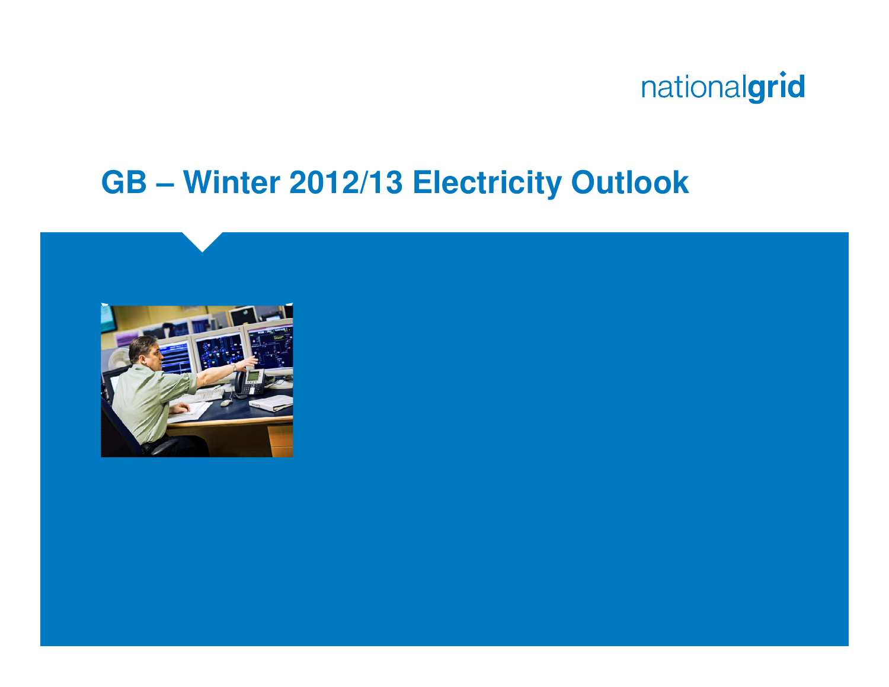# GB – Winter 2012/13 Electricity Outlook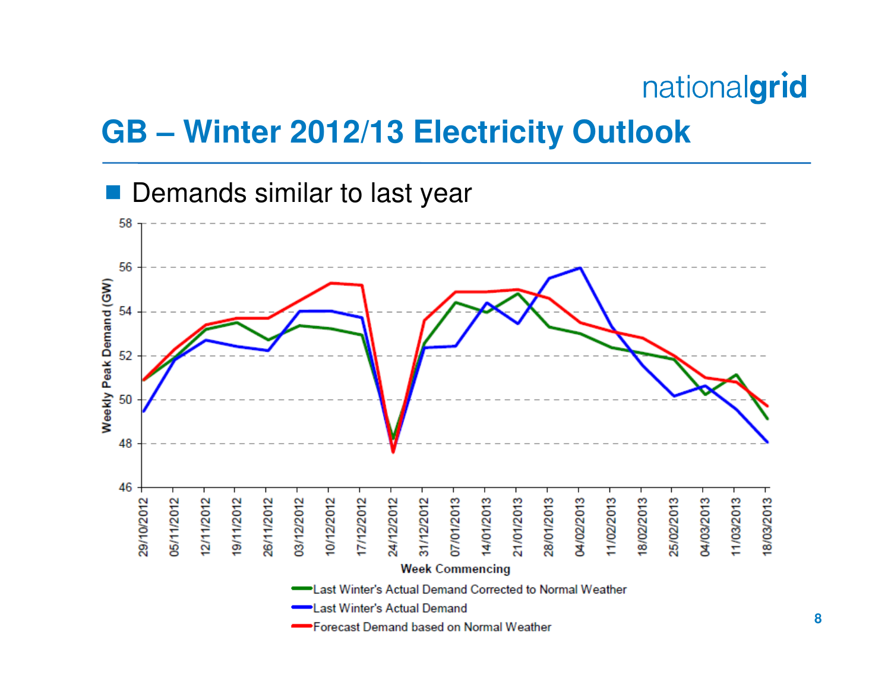# GB – Winter 2012/13 Electricity Outlook

- Demands similar to last year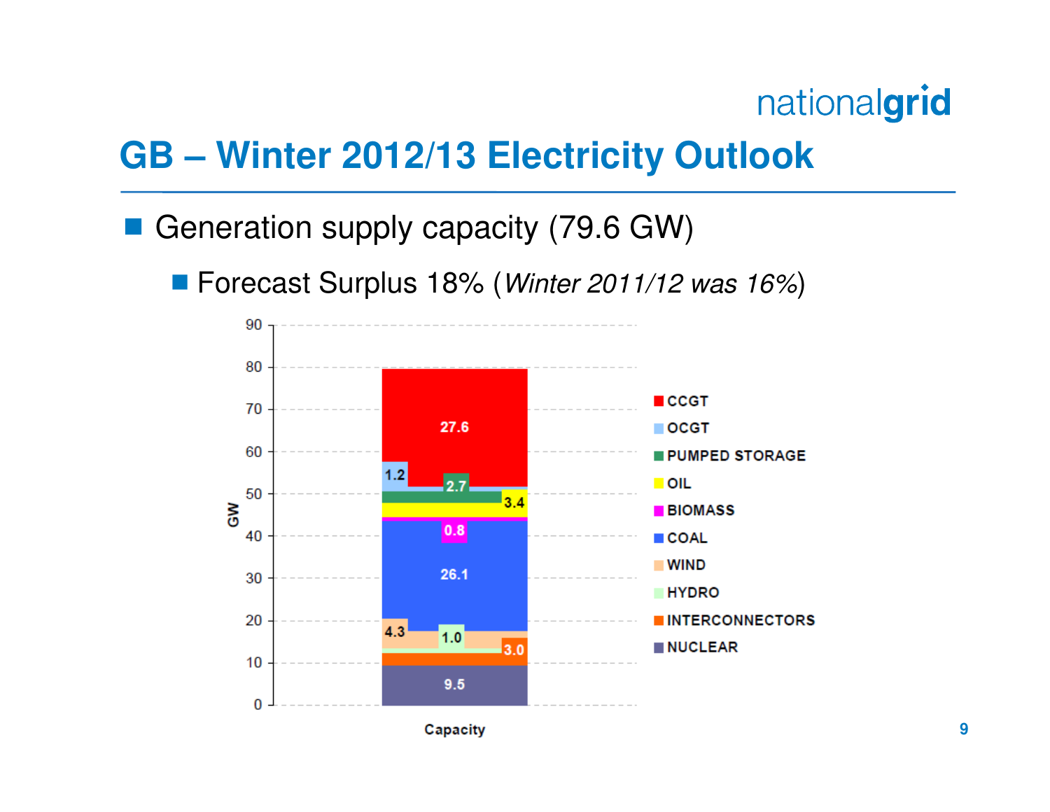# GB – Winter 2012/13 Electricity Outlook

- Generation supply capacity (79.6 GW)
  - Forecast Surplus 18% (*Winter 2011/12 was 16%*)

| Source | Capacity (GW) |
|---|---|
| CCGT | 27.6 |
| OCGT | 1.2 |
| PUMPED STORAGE | 2.7 |
| OIL | 3.4 |
| BIOMASS | 0.8 |
| COAL | 26.1 |
| WIND | 4.3 |
| HYDRO | 1.0 |
| INTERCONNECTORS | 3.0 |
| NUCLEAR | 9.5 |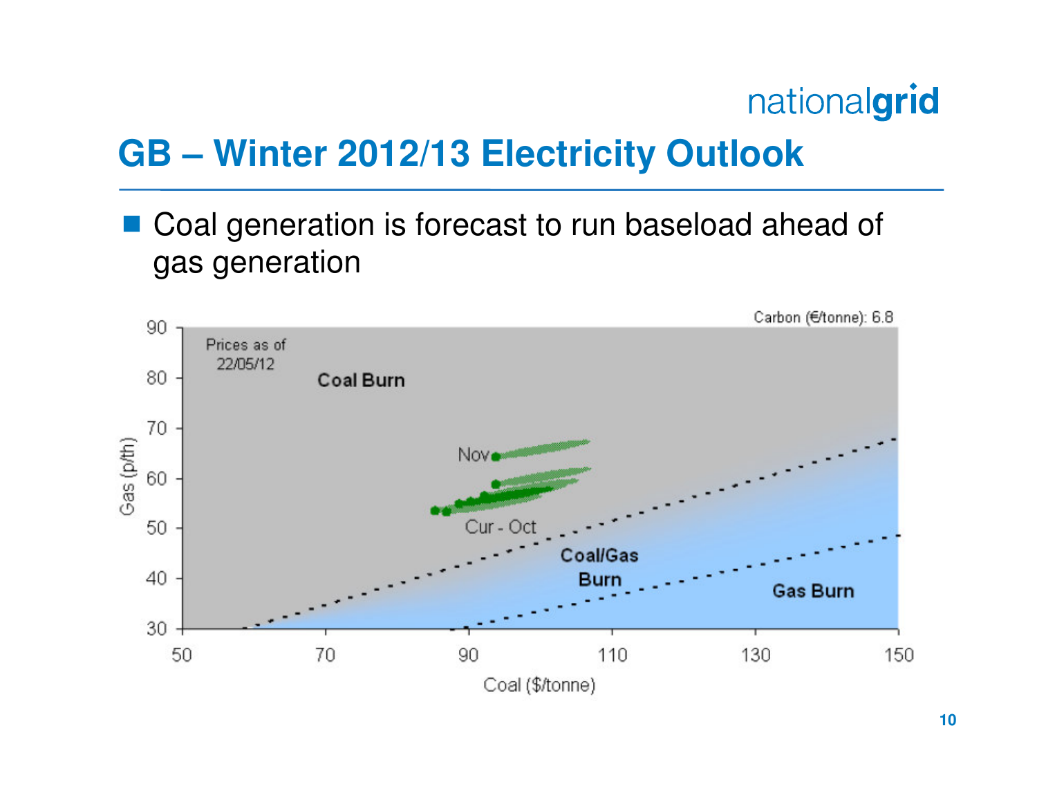# GB – Winter 2012/13 Electricity Outlook

- Coal generation is forecast to run baseload ahead of gas generation

Carbon (€/tonne): 6.8

Prices as of 22/05/12

Coal Burn

Coal/Gas Burn

Gas Burn

Nov

Cur - Oct

Gas (p/th)

Coal ($/tonne)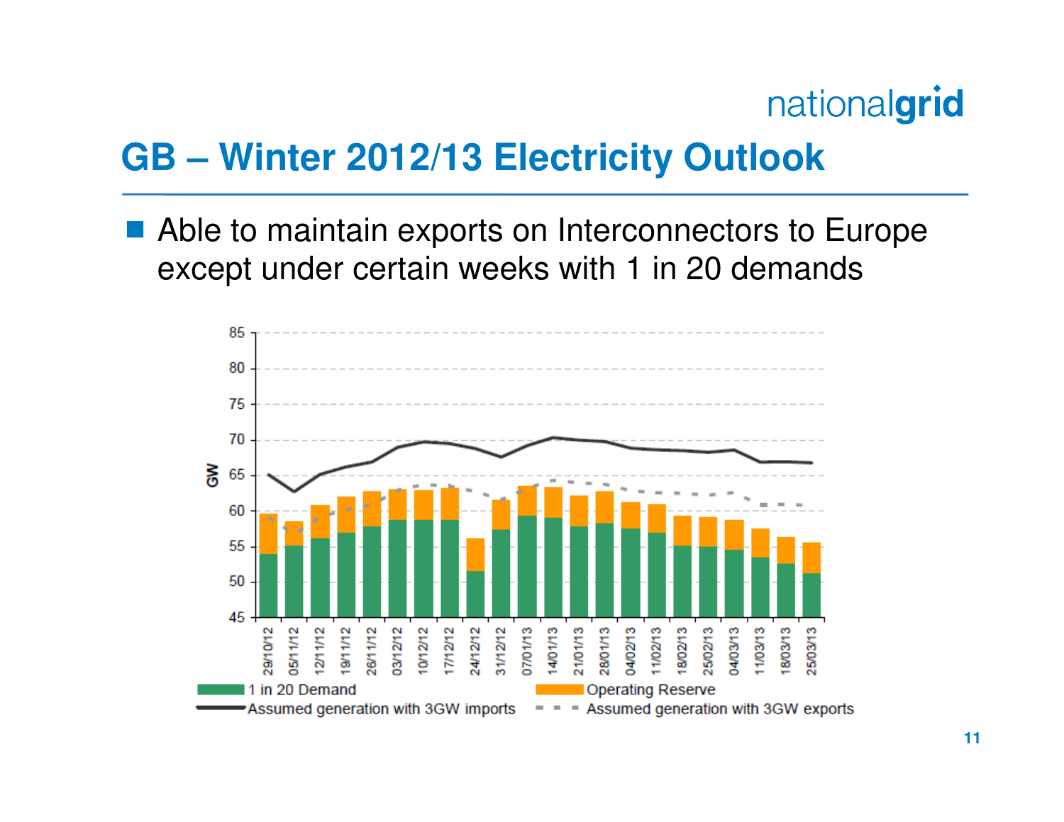# GB – Winter 2012/13 Electricity Outlook

- Able to maintain exports on Interconnectors to Europe except under certain weeks with 1 in 20 demands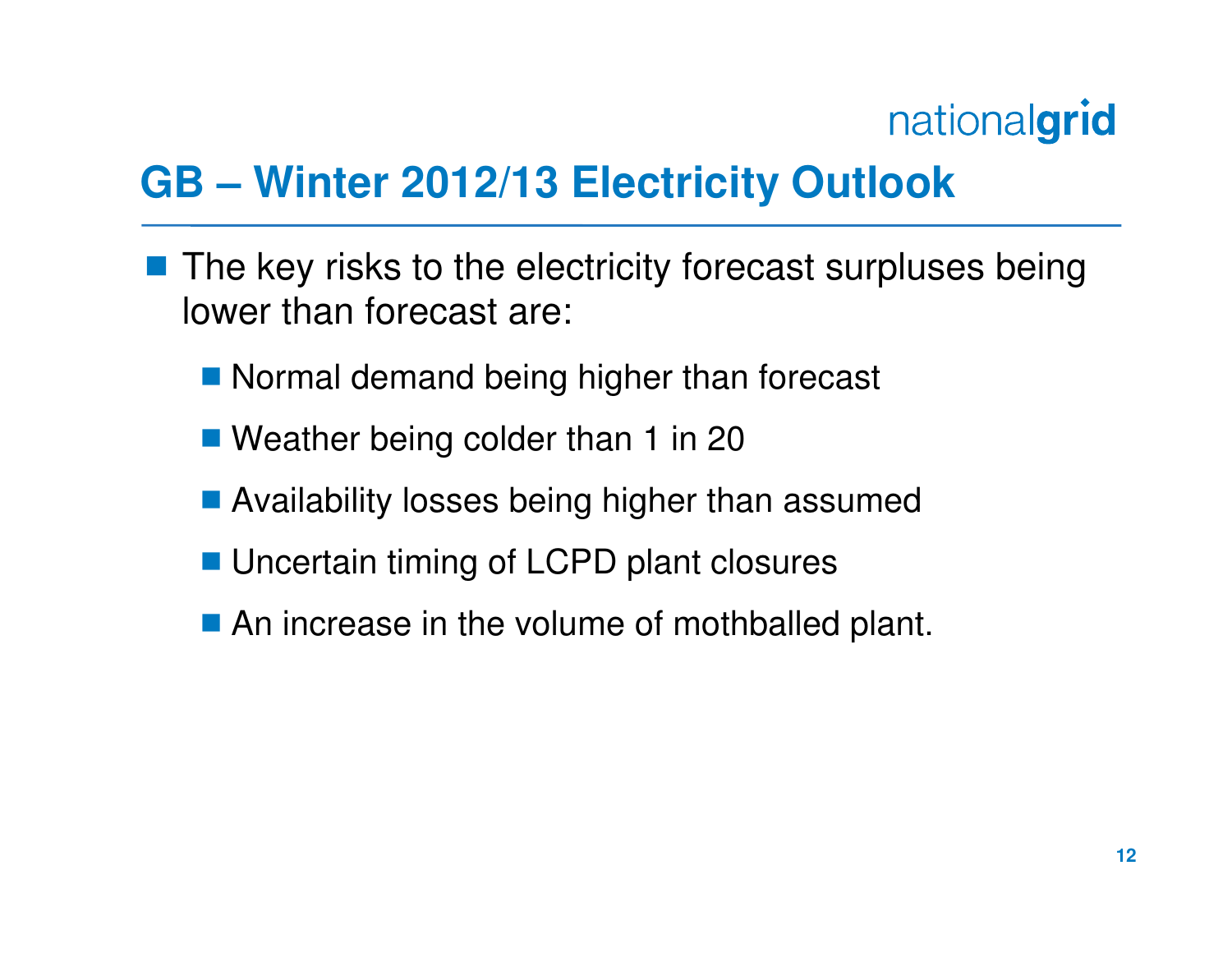# GB – Winter 2012/13 Electricity Outlook

- The key risks to the electricity forecast surpluses being lower than forecast are:
  - Normal demand being higher than forecast
  - Weather being colder than 1 in 20
  - Availability losses being higher than assumed
  - Uncertain timing of LCPD plant closures
  - An increase in the volume of mothballed plant.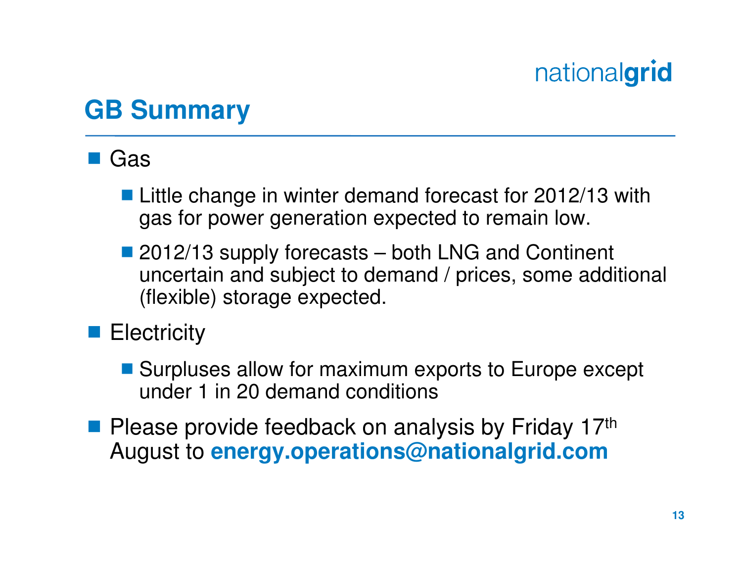# GB Summary

- Gas
  - Little change in winter demand forecast for 2012/13 with gas for power generation expected to remain low.
  - 2012/13 supply forecasts – both LNG and Continent uncertain and subject to demand / prices, some additional (flexible) storage expected.
- Electricity
  - Surpluses allow for maximum exports to Europe except under 1 in 20 demand conditions
- Please provide feedback on analysis by Friday 17th August to **energy.operations@nationalgrid.com**